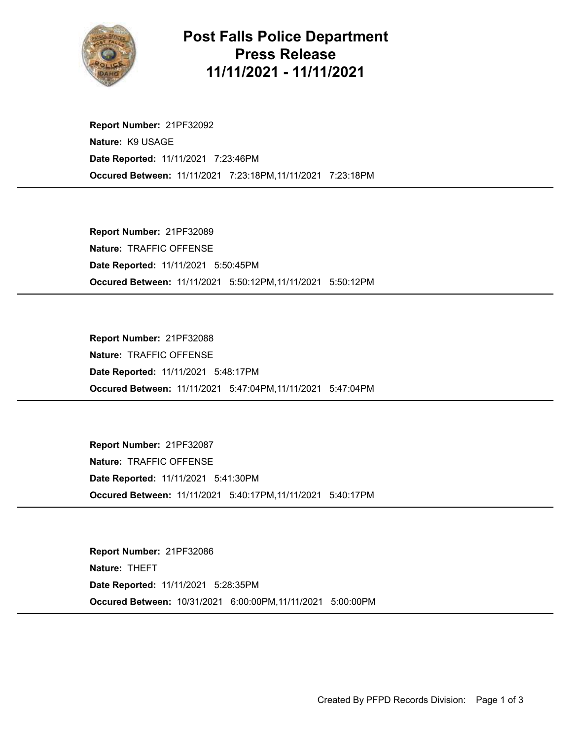# Post Falls Police Department Press Release 11/11/2021 - 11/11/2021

**Report Number:** 21PF32092
**Nature:** K9 USAGE
**Date Reported:** 11/11/2021 7:23:46PM
**Occured Between:** 11/11/2021 7:23:18PM,11/11/2021 7:23:18PM

---

**Report Number:** 21PF32089
**Nature:** TRAFFIC OFFENSE
**Date Reported:** 11/11/2021 5:50:45PM
**Occured Between:** 11/11/2021 5:50:12PM,11/11/2021 5:50:12PM

---

**Report Number:** 21PF32088
**Nature:** TRAFFIC OFFENSE
**Date Reported:** 11/11/2021 5:48:17PM
**Occured Between:** 11/11/2021 5:47:04PM,11/11/2021 5:47:04PM

---

**Report Number:** 21PF32087
**Nature:** TRAFFIC OFFENSE
**Date Reported:** 11/11/2021 5:41:30PM
**Occured Between:** 11/11/2021 5:40:17PM,11/11/2021 5:40:17PM

---

**Report Number:** 21PF32086
**Nature:** THEFT
**Date Reported:** 11/11/2021 5:28:35PM
**Occured Between:** 10/31/2021 6:00:00PM,11/11/2021 5:00:00PM

---

Created By PFPD Records Division: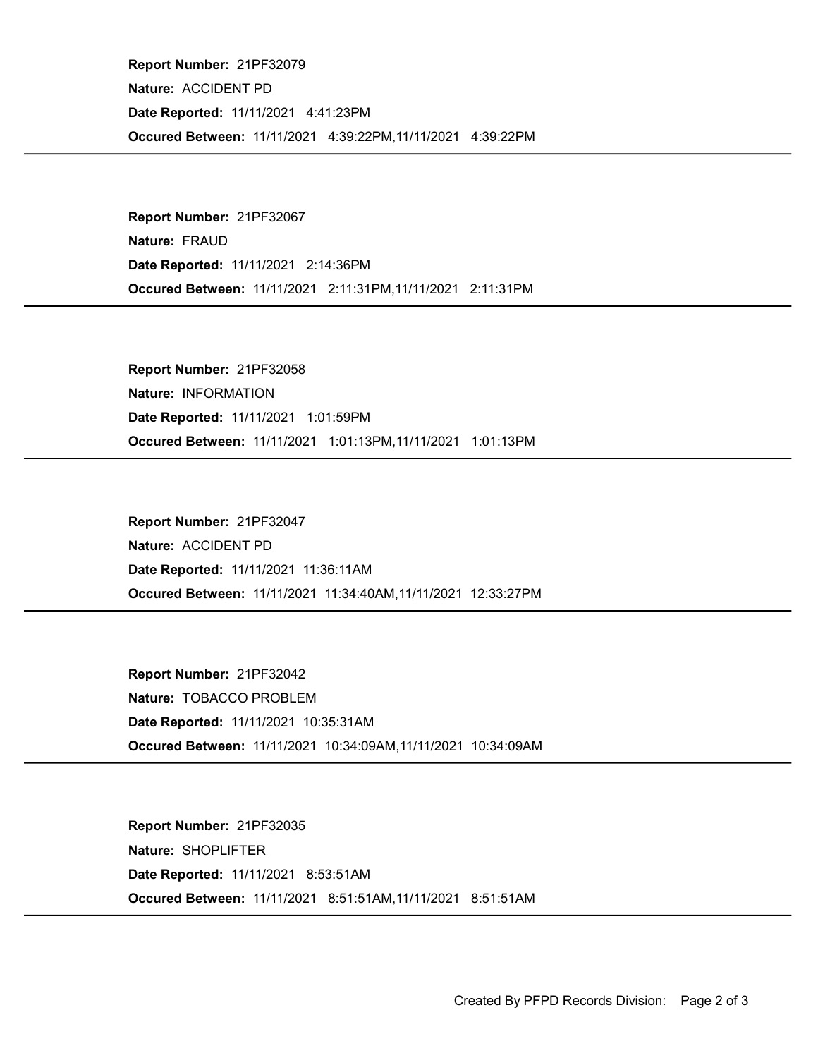**Report Number:** 21PF32079
**Nature:** ACCIDENT PD
**Date Reported:** 11/11/2021 4:41:23PM
**Occured Between:** 11/11/2021 4:39:22PM,11/11/2021 4:39:22PM

---

**Report Number:** 21PF32067
**Nature:** FRAUD
**Date Reported:** 11/11/2021 2:14:36PM
**Occured Between:** 11/11/2021 2:11:31PM,11/11/2021 2:11:31PM

---

**Report Number:** 21PF32058
**Nature:** INFORMATION
**Date Reported:** 11/11/2021 1:01:59PM
**Occured Between:** 11/11/2021 1:01:13PM,11/11/2021 1:01:13PM

---

**Report Number:** 21PF32047
**Nature:** ACCIDENT PD
**Date Reported:** 11/11/2021 11:36:11AM
**Occured Between:** 11/11/2021 11:34:40AM,11/11/2021 12:33:27PM

---

**Report Number:** 21PF32042
**Nature:** TOBACCO PROBLEM
**Date Reported:** 11/11/2021 10:35:31AM
**Occured Between:** 11/11/2021 10:34:09AM,11/11/2021 10:34:09AM

---

**Report Number:** 21PF32035
**Nature:** SHOPLIFTER
**Date Reported:** 11/11/2021 8:53:51AM
**Occured Between:** 11/11/2021 8:51:51AM,11/11/2021 8:51:51AM

---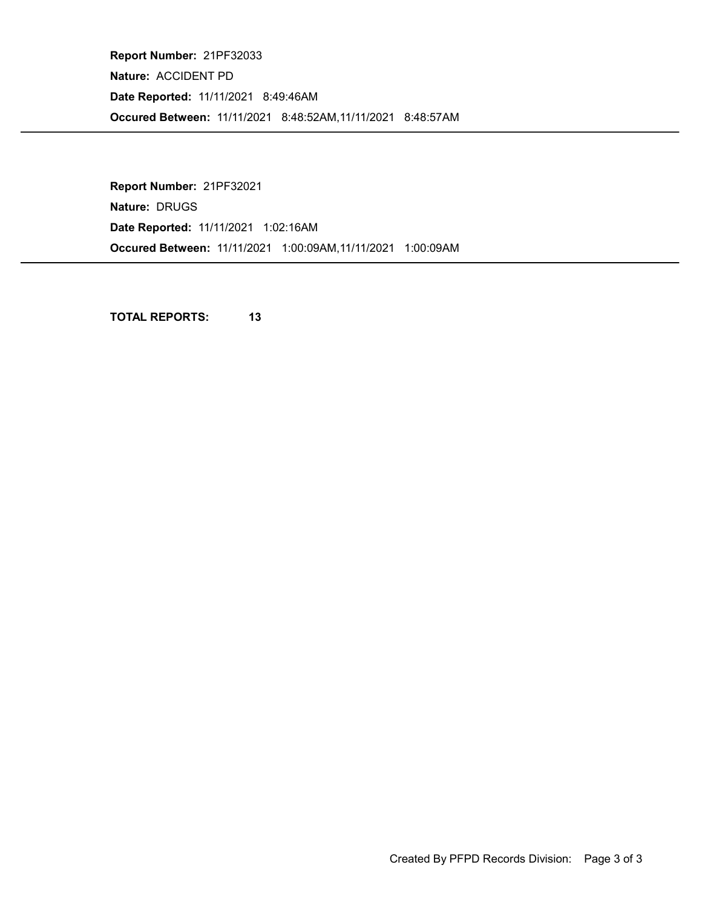**Report Number:** 21PF32033

**Nature:** ACCIDENT PD

**Date Reported:** 11/11/2021 8:49:46AM

**Occured Between:** 11/11/2021 8:48:52AM,11/11/2021 8:48:57AM

---

**Report Number:** 21PF32021

**Nature:** DRUGS

**Date Reported:** 11/11/2021 1:02:16AM

**Occured Between:** 11/11/2021 1:00:09AM,11/11/2021 1:00:09AM

---

**TOTAL REPORTS: 13**

Created By PFPD Records Division: